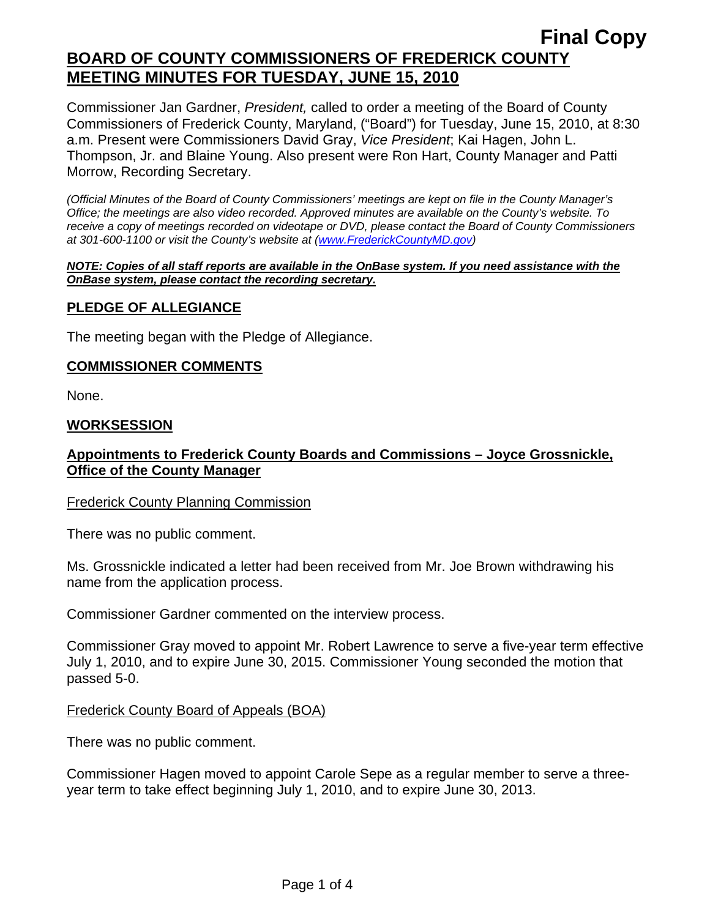**Final Copy**

# BOARD OF COUNTY COMMISSIONERS OF FREDERICK COUNTY MEETING MINUTES FOR TUESDAY, JUNE 15, 2010

Commissioner Jan Gardner, *President,* called to order a meeting of the Board of County Commissioners of Frederick County, Maryland, ("Board") for Tuesday, June 15, 2010, at 8:30 a.m. Present were Commissioners David Gray, *Vice President*; Kai Hagen, John L. Thompson, Jr. and Blaine Young. Also present were Ron Hart, County Manager and Patti Morrow, Recording Secretary.

*(Official Minutes of the Board of County Commissioners' meetings are kept on file in the County Manager's Office; the meetings are also video recorded. Approved minutes are available on the County's website. To receive a copy of meetings recorded on videotape or DVD, please contact the Board of County Commissioners at 301-600-1100 or visit the County's website at (www.FrederickCountyMD.gov)*

***NOTE: Copies of all staff reports are available in the OnBase system. If you need assistance with the OnBase system, please contact the recording secretary.***

## PLEDGE OF ALLEGIANCE

The meeting began with the Pledge of Allegiance.

## COMMISSIONER COMMENTS

None.

## WORKSESSION

### Appointments to Frederick County Boards and Commissions – Joyce Grossnickle, Office of the County Manager

Frederick County Planning Commission

There was no public comment.

Ms. Grossnickle indicated a letter had been received from Mr. Joe Brown withdrawing his name from the application process.

Commissioner Gardner commented on the interview process.

Commissioner Gray moved to appoint Mr. Robert Lawrence to serve a five-year term effective July 1, 2010, and to expire June 30, 2015. Commissioner Young seconded the motion that passed 5-0.

Frederick County Board of Appeals (BOA)

There was no public comment.

Commissioner Hagen moved to appoint Carole Sepe as a regular member to serve a three-year term to take effect beginning July 1, 2010, and to expire June 30, 2013.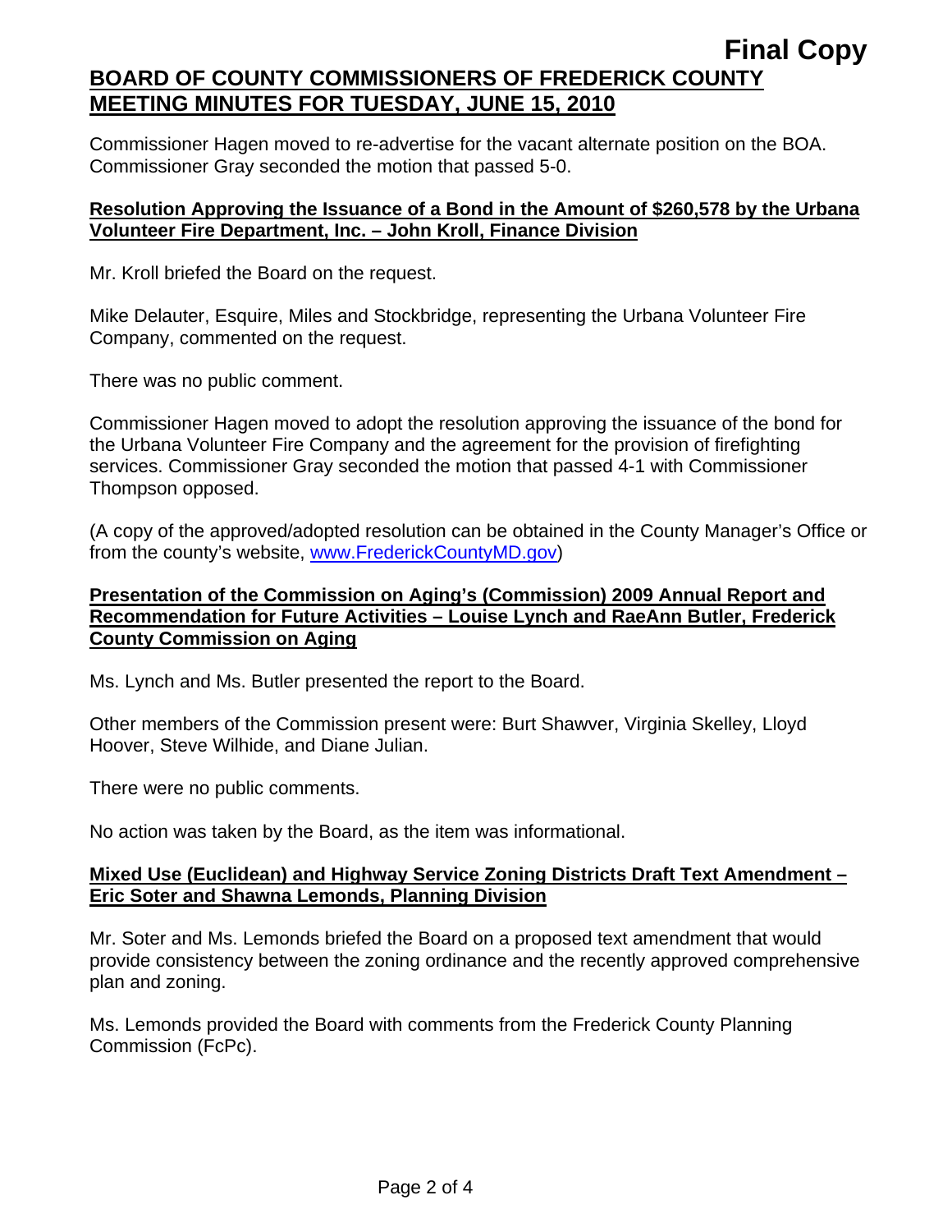Commissioner Hagen moved to re-advertise for the vacant alternate position on the BOA. Commissioner Gray seconded the motion that passed 5-0.

**Resolution Approving the Issuance of a Bond in the Amount of $260,578 by the Urbana Volunteer Fire Department, Inc. – John Kroll, Finance Division**

Mr. Kroll briefed the Board on the request.

Mike Delauter, Esquire, Miles and Stockbridge, representing the Urbana Volunteer Fire Company, commented on the request.

There was no public comment.

Commissioner Hagen moved to adopt the resolution approving the issuance of the bond for the Urbana Volunteer Fire Company and the agreement for the provision of firefighting services. Commissioner Gray seconded the motion that passed 4-1 with Commissioner Thompson opposed.

(A copy of the approved/adopted resolution can be obtained in the County Manager's Office or from the county's website, www.FrederickCountyMD.gov)

**Presentation of the Commission on Aging's (Commission) 2009 Annual Report and Recommendation for Future Activities – Louise Lynch and RaeAnn Butler, Frederick County Commission on Aging**

Ms. Lynch and Ms. Butler presented the report to the Board.

Other members of the Commission present were: Burt Shawver, Virginia Skelley, Lloyd Hoover, Steve Wilhide, and Diane Julian.

There were no public comments.

No action was taken by the Board, as the item was informational.

**Mixed Use (Euclidean) and Highway Service Zoning Districts Draft Text Amendment – Eric Soter and Shawna Lemonds, Planning Division**

Mr. Soter and Ms. Lemonds briefed the Board on a proposed text amendment that would provide consistency between the zoning ordinance and the recently approved comprehensive plan and zoning.

Ms. Lemonds provided the Board with comments from the Frederick County Planning Commission (FcPc).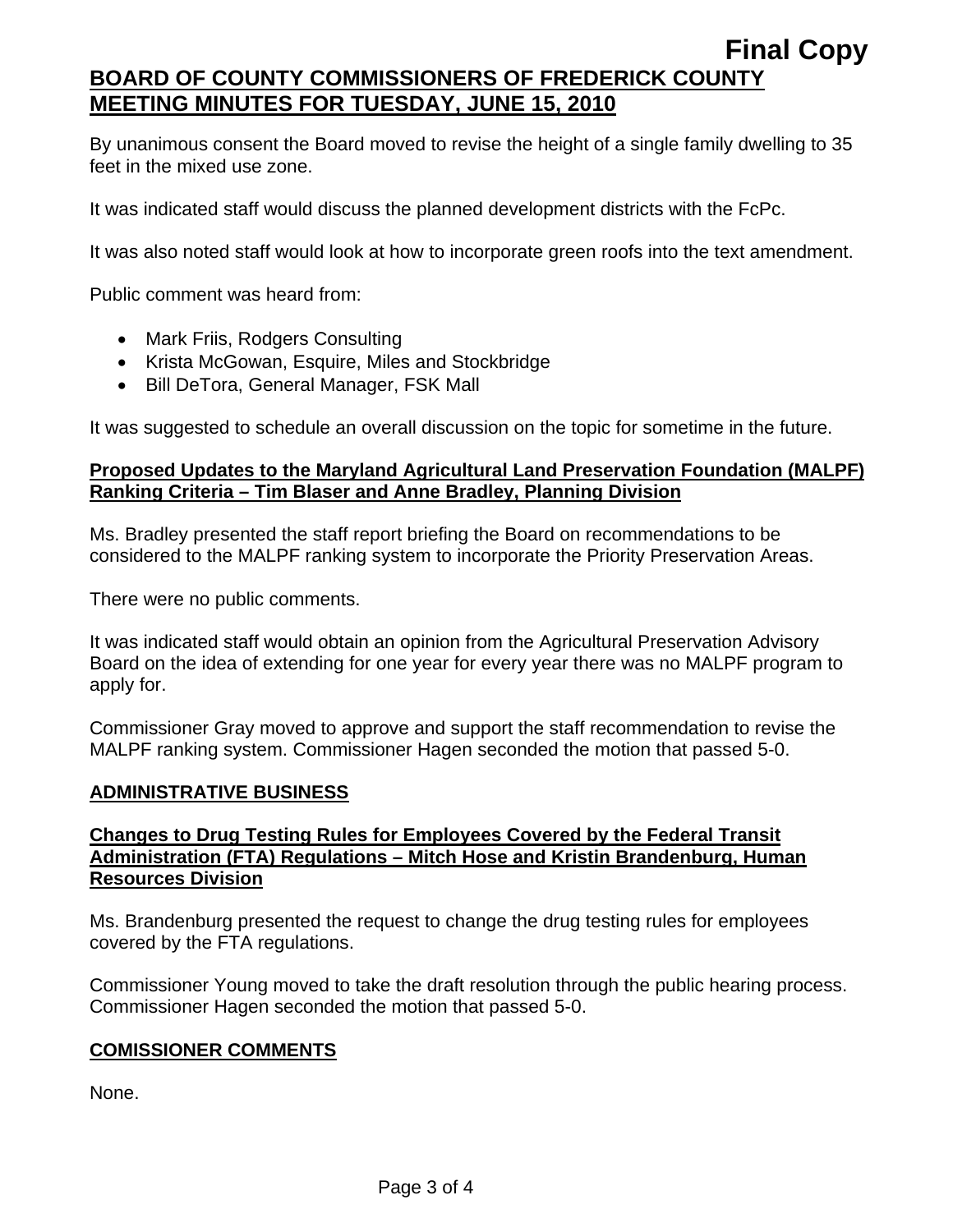By unanimous consent the Board moved to revise the height of a single family dwelling to 35 feet in the mixed use zone.

It was indicated staff would discuss the planned development districts with the FcPc.

It was also noted staff would look at how to incorporate green roofs into the text amendment.

Public comment was heard from:

- Mark Friis, Rodgers Consulting
- Krista McGowan, Esquire, Miles and Stockbridge
- Bill DeTora, General Manager, FSK Mall

It was suggested to schedule an overall discussion on the topic for sometime in the future.

### Proposed Updates to the Maryland Agricultural Land Preservation Foundation (MALPF) Ranking Criteria – Tim Blaser and Anne Bradley, Planning Division

Ms. Bradley presented the staff report briefing the Board on recommendations to be considered to the MALPF ranking system to incorporate the Priority Preservation Areas.

There were no public comments.

It was indicated staff would obtain an opinion from the Agricultural Preservation Advisory Board on the idea of extending for one year for every year there was no MALPF program to apply for.

Commissioner Gray moved to approve and support the staff recommendation to revise the MALPF ranking system. Commissioner Hagen seconded the motion that passed 5-0.

## ADMINISTRATIVE BUSINESS

### Changes to Drug Testing Rules for Employees Covered by the Federal Transit Administration (FTA) Regulations – Mitch Hose and Kristin Brandenburg, Human Resources Division

Ms. Brandenburg presented the request to change the drug testing rules for employees covered by the FTA regulations.

Commissioner Young moved to take the draft resolution through the public hearing process. Commissioner Hagen seconded the motion that passed 5-0.

## COMISSIONER COMMENTS

None.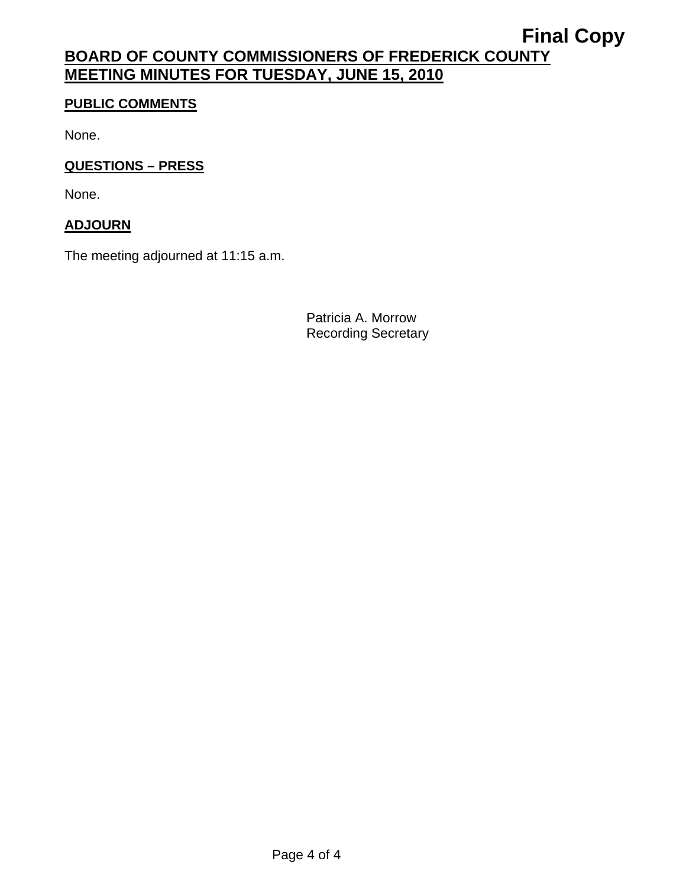**Final Copy**

**BOARD OF COUNTY COMMISSIONERS OF FREDERICK COUNTY MEETING MINUTES FOR TUESDAY, JUNE 15, 2010**

**PUBLIC COMMENTS**

None.

**QUESTIONS – PRESS**

None.

**ADJOURN**

The meeting adjourned at 11:15 a.m.

Patricia A. Morrow
Recording Secretary